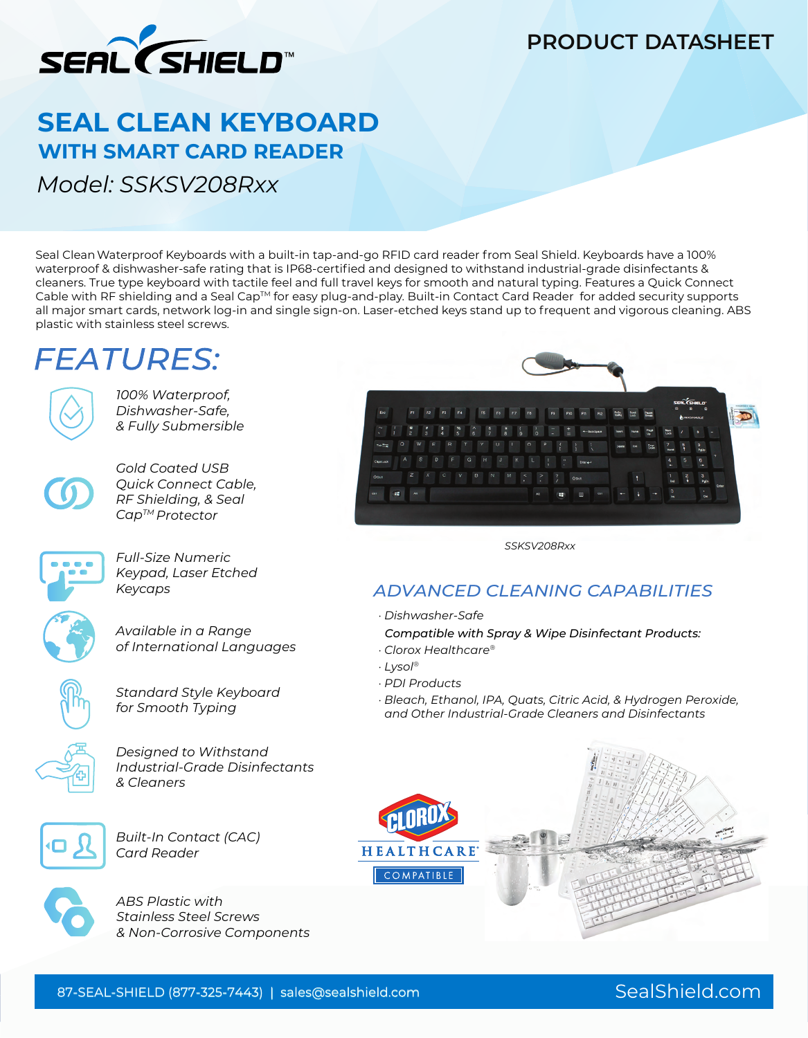PRODUCT DATASHEET

# SEAL CLEAN KEYBOARD
## WITH SMART CARD READER
*Model: SSKSV208Rxx*

Seal Clean Waterproof Keyboards with a built-in tap-and-go RFID card reader from Seal Shield. Keyboards have a 100% waterproof & dishwasher-safe rating that is IP68-certified and designed to withstand industrial-grade disinfectants & cleaners. True type keyboard with tactile feel and full travel keys for smooth and natural typing. Features a Quick Connect Cable with RF shielding and a Seal Cap™ for easy plug-and-play. Built-in Contact Card Reader for added security supports all major smart cards, network log-in and single sign-on. Laser-etched keys stand up to frequent and vigorous cleaning. ABS plastic with stainless steel screws.

## FEATURES:

- *100% Waterproof, Dishwasher-Safe, & Fully Submersible*
- *Gold Coated USB Quick Connect Cable, RF Shielding, & Seal Cap™ Protector*
- *Full-Size Numeric Keypad, Laser Etched Keycaps*
- *Available in a Range of International Languages*
- *Standard Style Keyboard for Smooth Typing*
- *Designed to Withstand Industrial-Grade Disinfectants & Cleaners*
- *Built-In Contact (CAC) Card Reader*
- *ABS Plastic with Stainless Steel Screws & Non-Corrosive Components*

*SSKSV208Rxx*

## *ADVANCED CLEANING CAPABILITIES*

· *Dishwasher-Safe*

***Compatible with Spray & Wipe Disinfectant Products:***

· *Clorox Healthcare®*
· *Lysol®*
· *PDI Products*
· *Bleach, Ethanol, IPA, Quats, Citric Acid, & Hydrogen Peroxide, and Other Industrial-Grade Cleaners and Disinfectants*

CLOROX HEALTHCARE® COMPATIBLE

87-SEAL-SHIELD (877-325-7443) | sales@sealshield.com SealShield.com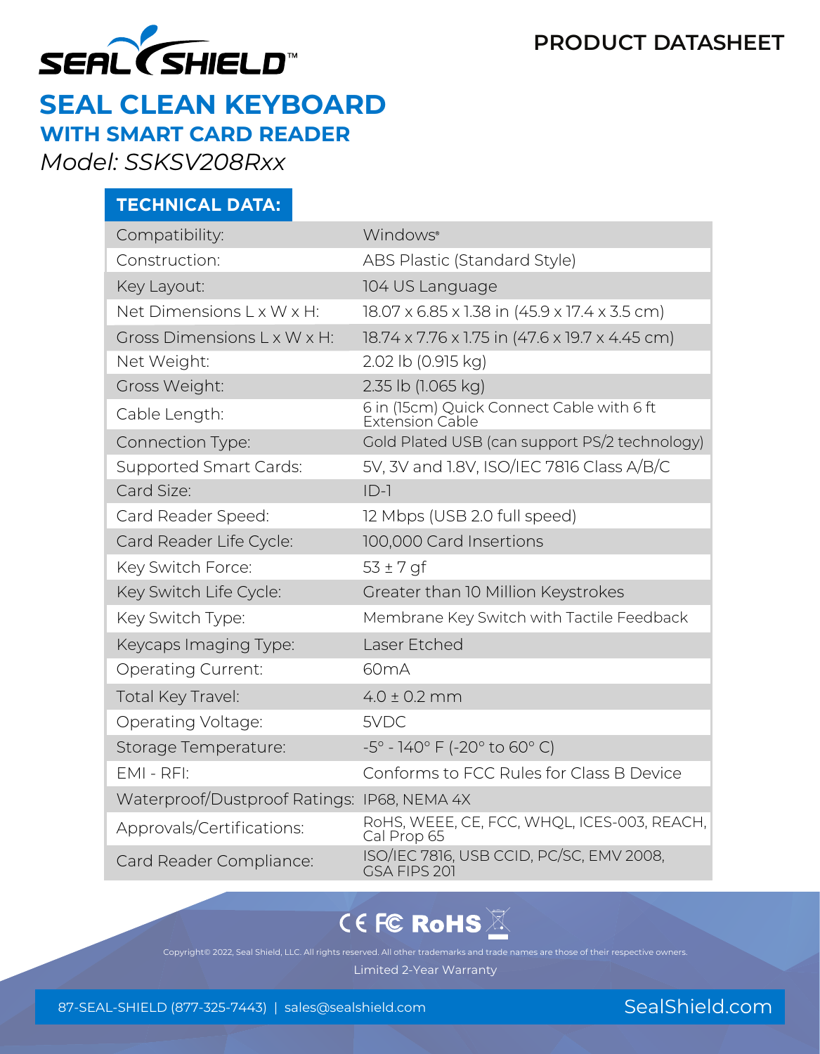SEAL SHIELD™

PRODUCT DATASHEET

# SEAL CLEAN KEYBOARD

## WITH SMART CARD READER

*Model: SSKSV208Rxx*

### TECHNICAL DATA:

| | |
|---|---|
| Compatibility: | Windows® |
| Construction: | ABS Plastic (Standard Style) |
| Key Layout: | 104 US Language |
| Net Dimensions L x W x H: | 18.07 x 6.85 x 1.38 in (45.9 x 17.4 x 3.5 cm) |
| Gross Dimensions L x W x H: | 18.74 x 7.76 x 1.75 in (47.6 x 19.7 x 4.45 cm) |
| Net Weight: | 2.02 lb (0.915 kg) |
| Gross Weight: | 2.35 lb (1.065 kg) |
| Cable Length: | 6 in (15cm) Quick Connect Cable with 6 ft Extension Cable |
| Connection Type: | Gold Plated USB (can support PS/2 technology) |
| Supported Smart Cards: | 5V, 3V and 1.8V, ISO/IEC 7816 Class A/B/C |
| Card Size: | ID-1 |
| Card Reader Speed: | 12 Mbps (USB 2.0 full speed) |
| Card Reader Life Cycle: | 100,000 Card Insertions |
| Key Switch Force: | 53 ± 7 gf |
| Key Switch Life Cycle: | Greater than 10 Million Keystrokes |
| Key Switch Type: | Membrane Key Switch with Tactile Feedback |
| Keycaps Imaging Type: | Laser Etched |
| Operating Current: | 60mA |
| Total Key Travel: | 4.0 ± 0.2 mm |
| Operating Voltage: | 5VDC |
| Storage Temperature: | -5° - 140° F (-20° to 60° C) |
| EMI - RFI: | Conforms to FCC Rules for Class B Device |
| Waterproof/Dustproof Ratings: | IP68, NEMA 4X |
| Approvals/Certifications: | RoHS, WEEE, CE, FCC, WHQL, ICES-003, REACH, Cal Prop 65 |
| Card Reader Compliance: | ISO/IEC 7816, USB CCID, PC/SC, EMV 2008, GSA FIPS 201 |

CE FC RoHS

Copyright© 2022, Seal Shield, LLC. All rights reserved. All other trademarks and trade names are those of their respective owners.

Limited 2-Year Warranty

87-SEAL-SHIELD (877-325-7443) | sales@sealshield.com

SealShield.com